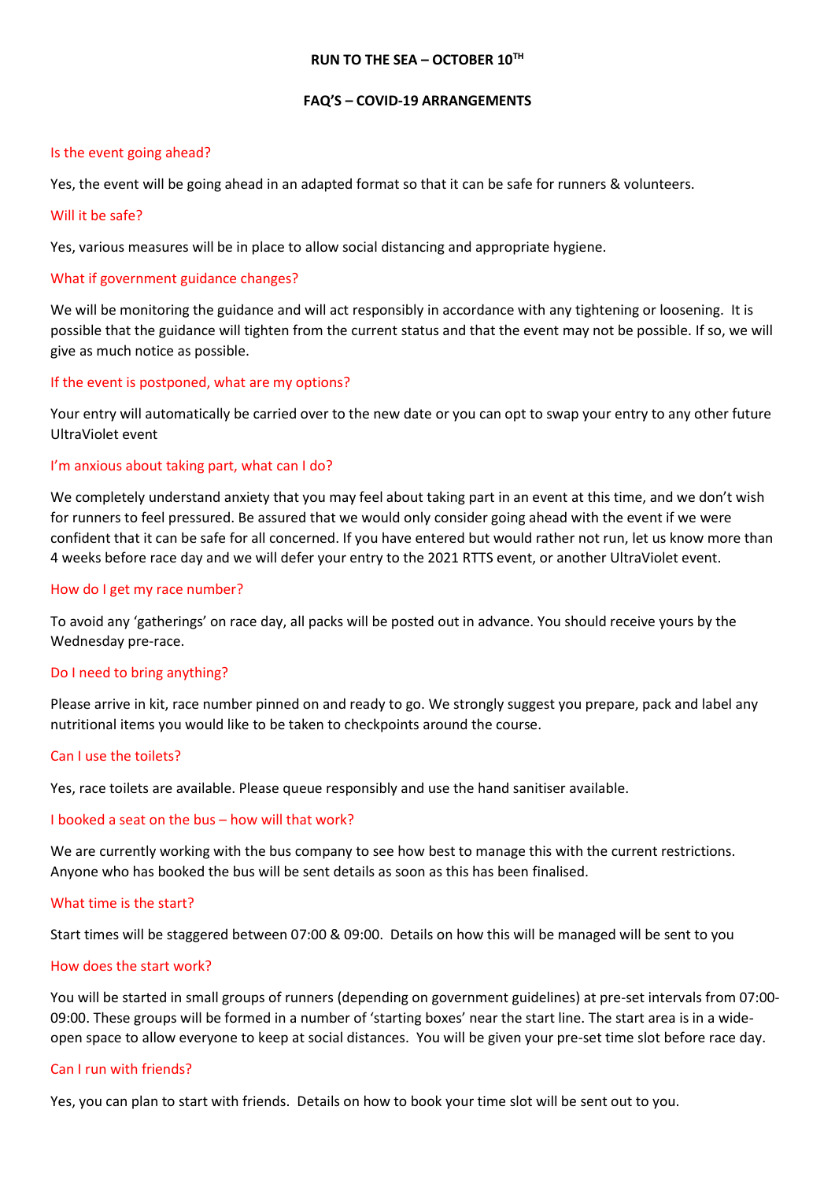# RUN TO THE SEA – OCTOBER 10TH

## FAQ'S – COVID-19 ARRANGEMENTS

### Is the event going ahead?

Yes, the event will be going ahead in an adapted format so that it can be safe for runners & volunteers.

### Will it be safe?

Yes, various measures will be in place to allow social distancing and appropriate hygiene.

### What if government guidance changes?

We will be monitoring the guidance and will act responsibly in accordance with any tightening or loosening. It is possible that the guidance will tighten from the current status and that the event may not be possible. If so, we will give as much notice as possible.

### If the event is postponed, what are my options?

Your entry will automatically be carried over to the new date or you can opt to swap your entry to any other future UltraViolet event

### I'm anxious about taking part, what can I do?

We completely understand anxiety that you may feel about taking part in an event at this time, and we don't wish for runners to feel pressured. Be assured that we would only consider going ahead with the event if we were confident that it can be safe for all concerned. If you have entered but would rather not run, let us know more than 4 weeks before race day and we will defer your entry to the 2021 RTTS event, or another UltraViolet event.

### How do I get my race number?

To avoid any 'gatherings' on race day, all packs will be posted out in advance. You should receive yours by the Wednesday pre-race.

### Do I need to bring anything?

Please arrive in kit, race number pinned on and ready to go. We strongly suggest you prepare, pack and label any nutritional items you would like to be taken to checkpoints around the course.

### Can I use the toilets?

Yes, race toilets are available. Please queue responsibly and use the hand sanitiser available.

### I booked a seat on the bus – how will that work?

We are currently working with the bus company to see how best to manage this with the current restrictions. Anyone who has booked the bus will be sent details as soon as this has been finalised.

### What time is the start?

Start times will be staggered between 07:00 & 09:00. Details on how this will be managed will be sent to you

### How does the start work?

You will be started in small groups of runners (depending on government guidelines) at pre-set intervals from 07:00-09:00. These groups will be formed in a number of 'starting boxes' near the start line. The start area is in a wide-open space to allow everyone to keep at social distances. You will be given your pre-set time slot before race day.

### Can I run with friends?

Yes, you can plan to start with friends. Details on how to book your time slot will be sent out to you.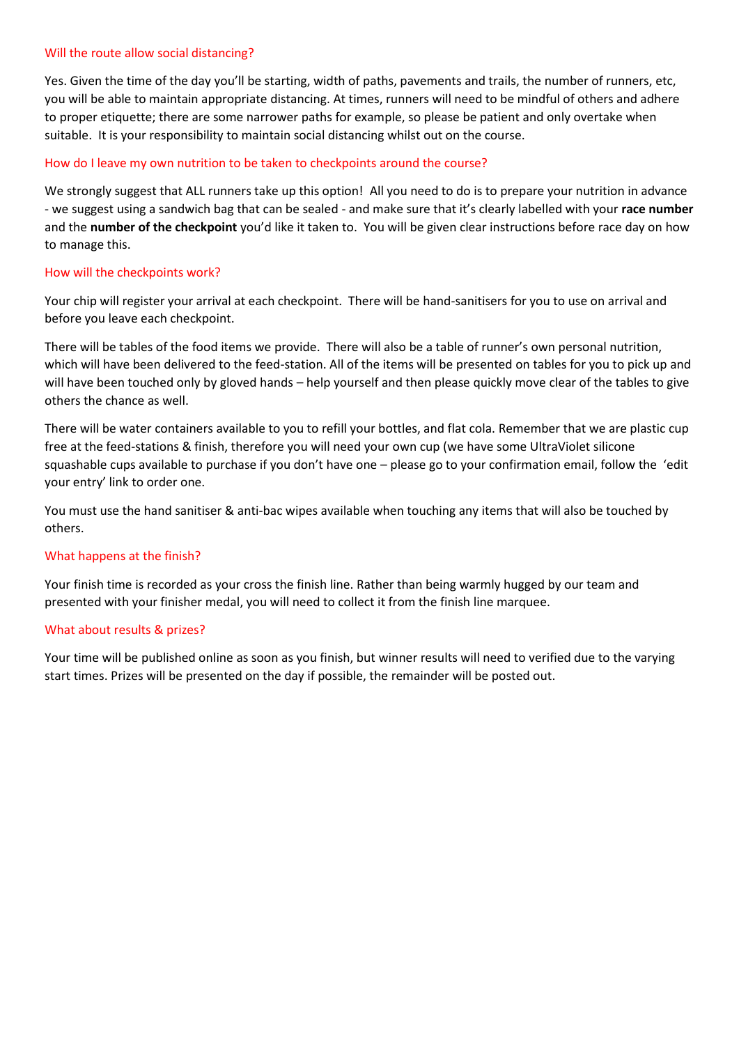## Will the route allow social distancing?

Yes. Given the time of the day you'll be starting, width of paths, pavements and trails, the number of runners, etc, you will be able to maintain appropriate distancing. At times, runners will need to be mindful of others and adhere to proper etiquette; there are some narrower paths for example, so please be patient and only overtake when suitable. It is your responsibility to maintain social distancing whilst out on the course.

## How do I leave my own nutrition to be taken to checkpoints around the course?

We strongly suggest that ALL runners take up this option! All you need to do is to prepare your nutrition in advance - we suggest using a sandwich bag that can be sealed - and make sure that it's clearly labelled with your **race number** and the **number of the checkpoint** you'd like it taken to. You will be given clear instructions before race day on how to manage this.

## How will the checkpoints work?

Your chip will register your arrival at each checkpoint. There will be hand-sanitisers for you to use on arrival and before you leave each checkpoint.

There will be tables of the food items we provide. There will also be a table of runner's own personal nutrition, which will have been delivered to the feed-station. All of the items will be presented on tables for you to pick up and will have been touched only by gloved hands – help yourself and then please quickly move clear of the tables to give others the chance as well.

There will be water containers available to you to refill your bottles, and flat cola. Remember that we are plastic cup free at the feed-stations & finish, therefore you will need your own cup (we have some UltraViolet silicone squashable cups available to purchase if you don't have one – please go to your confirmation email, follow the 'edit your entry' link to order one.

You must use the hand sanitiser & anti-bac wipes available when touching any items that will also be touched by others.

## What happens at the finish?

Your finish time is recorded as your cross the finish line. Rather than being warmly hugged by our team and presented with your finisher medal, you will need to collect it from the finish line marquee.

## What about results & prizes?

Your time will be published online as soon as you finish, but winner results will need to verified due to the varying start times. Prizes will be presented on the day if possible, the remainder will be posted out.